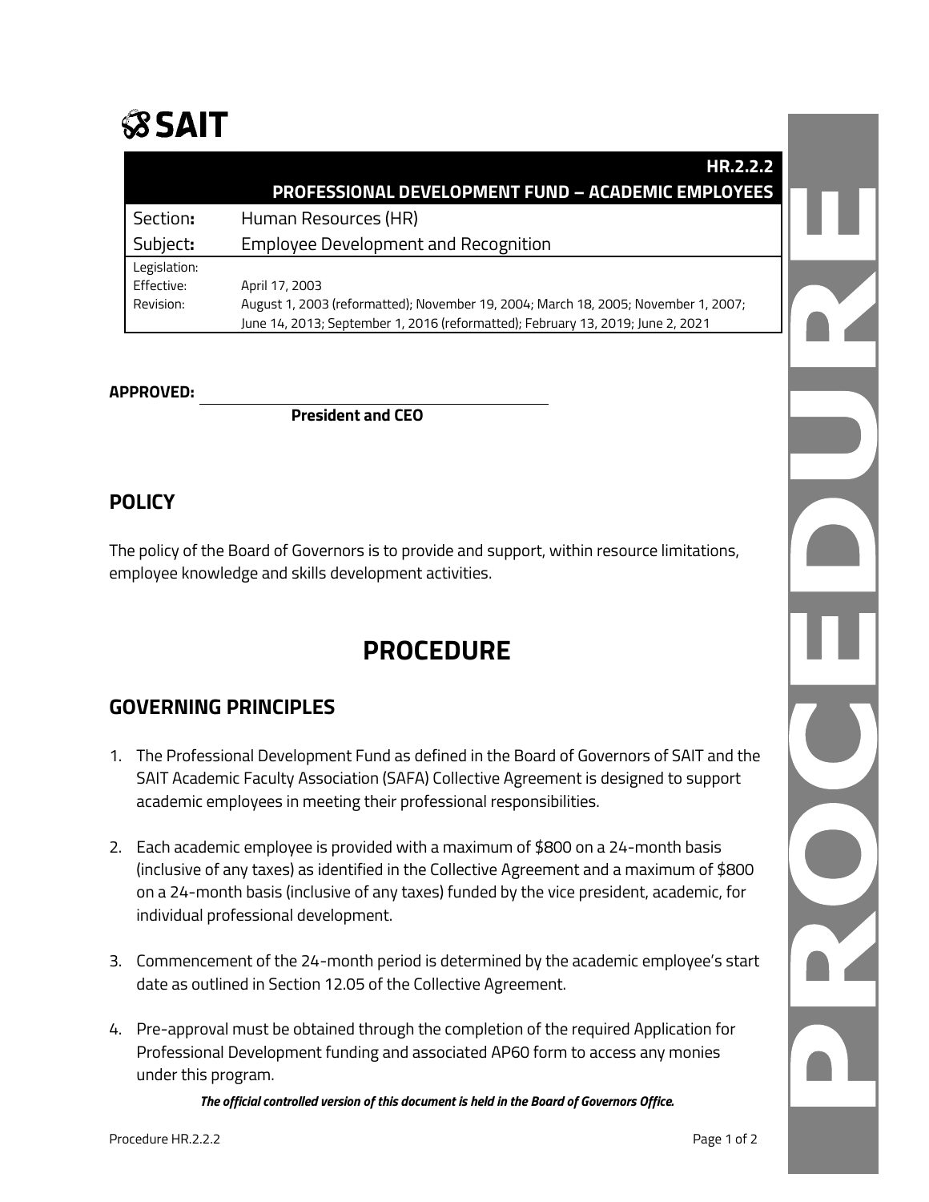# SAIT

| HR.2.2.2 PROFESSIONAL DEVELOPMENT FUND – ACADEMIC EMPLOYEES | |
|---|---|
| Section: | Human Resources (HR) |
| Subject: | Employee Development and Recognition |
| Legislation: | |
| Effective: | April 17, 2003 |
| Revision: | August 1, 2003 (reformatted); November 19, 2004; March 18, 2005; November 1, 2007; June 14, 2013; September 1, 2016 (reformatted); February 13, 2019; June 2, 2021 |

**APPROVED:** ______________________________

**President and CEO**

## POLICY

The policy of the Board of Governors is to provide and support, within resource limitations, employee knowledge and skills development activities.

# PROCEDURE

## GOVERNING PRINCIPLES

1. The Professional Development Fund as defined in the Board of Governors of SAIT and the SAIT Academic Faculty Association (SAFA) Collective Agreement is designed to support academic employees in meeting their professional responsibilities.

2. Each academic employee is provided with a maximum of $800 on a 24-month basis (inclusive of any taxes) as identified in the Collective Agreement and a maximum of $800 on a 24-month basis (inclusive of any taxes) funded by the vice president, academic, for individual professional development.

3. Commencement of the 24-month period is determined by the academic employee's start date as outlined in Section 12.05 of the Collective Agreement.

4. Pre-approval must be obtained through the completion of the required Application for Professional Development funding and associated AP60 form to access any monies under this program.

***The official controlled version of this document is held in the Board of Governors Office.***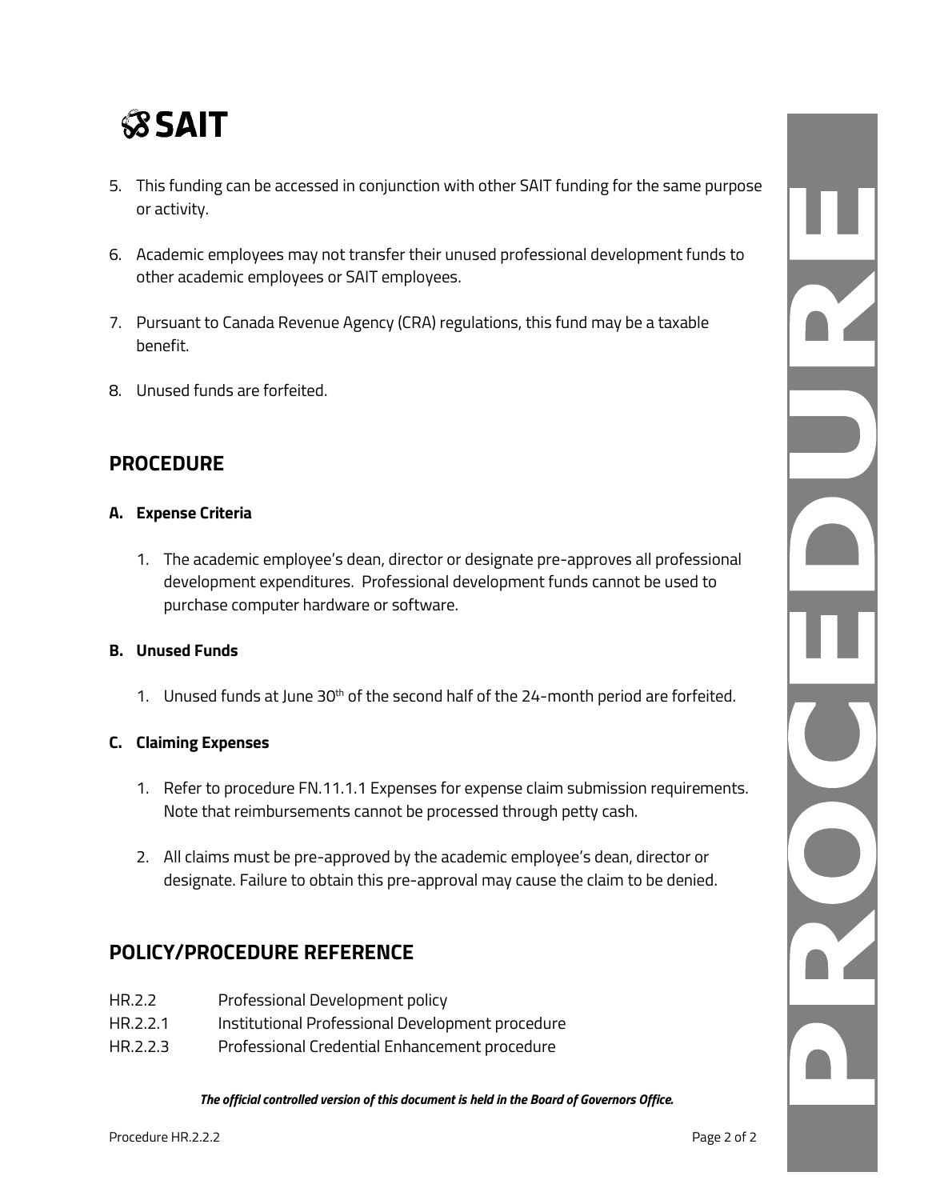5. This funding can be accessed in conjunction with other SAIT funding for the same purpose or activity.

6. Academic employees may not transfer their unused professional development funds to other academic employees or SAIT employees.

7. Pursuant to Canada Revenue Agency (CRA) regulations, this fund may be a taxable benefit.

8. Unused funds are forfeited.

## PROCEDURE

### A. Expense Criteria

1. The academic employee's dean, director or designate pre-approves all professional development expenditures. Professional development funds cannot be used to purchase computer hardware or software.

### B. Unused Funds

1. Unused funds at June 30th of the second half of the 24-month period are forfeited.

### C. Claiming Expenses

1. Refer to procedure FN.11.1.1 Expenses for expense claim submission requirements. Note that reimbursements cannot be processed through petty cash.

2. All claims must be pre-approved by the academic employee's dean, director or designate. Failure to obtain this pre-approval may cause the claim to be denied.

## POLICY/PROCEDURE REFERENCE

| | |
|---|---|
| HR.2.2 | Professional Development policy |
| HR.2.2.1 | Institutional Professional Development procedure |
| HR.2.2.3 | Professional Credential Enhancement procedure |

***The official controlled version of this document is held in the Board of Governors Office.***